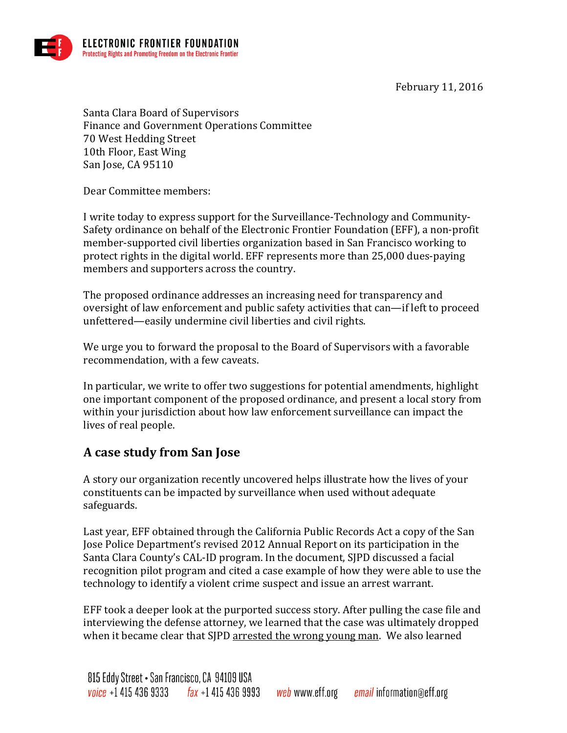ELECTRONIC FRONTIER FOUNDATION
Protecting Rights and Promoting Freedom on the Electronic Frontier

February 11, 2016

Santa Clara Board of Supervisors
Finance and Government Operations Committee
70 West Hedding Street
10th Floor, East Wing
San Jose, CA 95110

Dear Committee members:

I write today to express support for the Surveillance-Technology and Community-Safety ordinance on behalf of the Electronic Frontier Foundation (EFF), a non-profit member-supported civil liberties organization based in San Francisco working to protect rights in the digital world. EFF represents more than 25,000 dues-paying members and supporters across the country.

The proposed ordinance addresses an increasing need for transparency and oversight of law enforcement and public safety activities that can—if left to proceed unfettered—easily undermine civil liberties and civil rights.

We urge you to forward the proposal to the Board of Supervisors with a favorable recommendation, with a few caveats.

In particular, we write to offer two suggestions for potential amendments, highlight one important component of the proposed ordinance, and present a local story from within your jurisdiction about how law enforcement surveillance can impact the lives of real people.

## A case study from San Jose

A story our organization recently uncovered helps illustrate how the lives of your constituents can be impacted by surveillance when used without adequate safeguards.

Last year, EFF obtained through the California Public Records Act a copy of the San Jose Police Department's revised 2012 Annual Report on its participation in the Santa Clara County's CAL-ID program. In the document, SJPD discussed a facial recognition pilot program and cited a case example of how they were able to use the technology to identify a violent crime suspect and issue an arrest warrant.

EFF took a deeper look at the purported success story. After pulling the case file and interviewing the defense attorney, we learned that the case was ultimately dropped when it became clear that SJPD arrested the wrong young man. We also learned

815 Eddy Street • San Francisco, CA 94109 USA
voice +1 415 436 9333 fax +1 415 436 9993 web www.eff.org email information@eff.org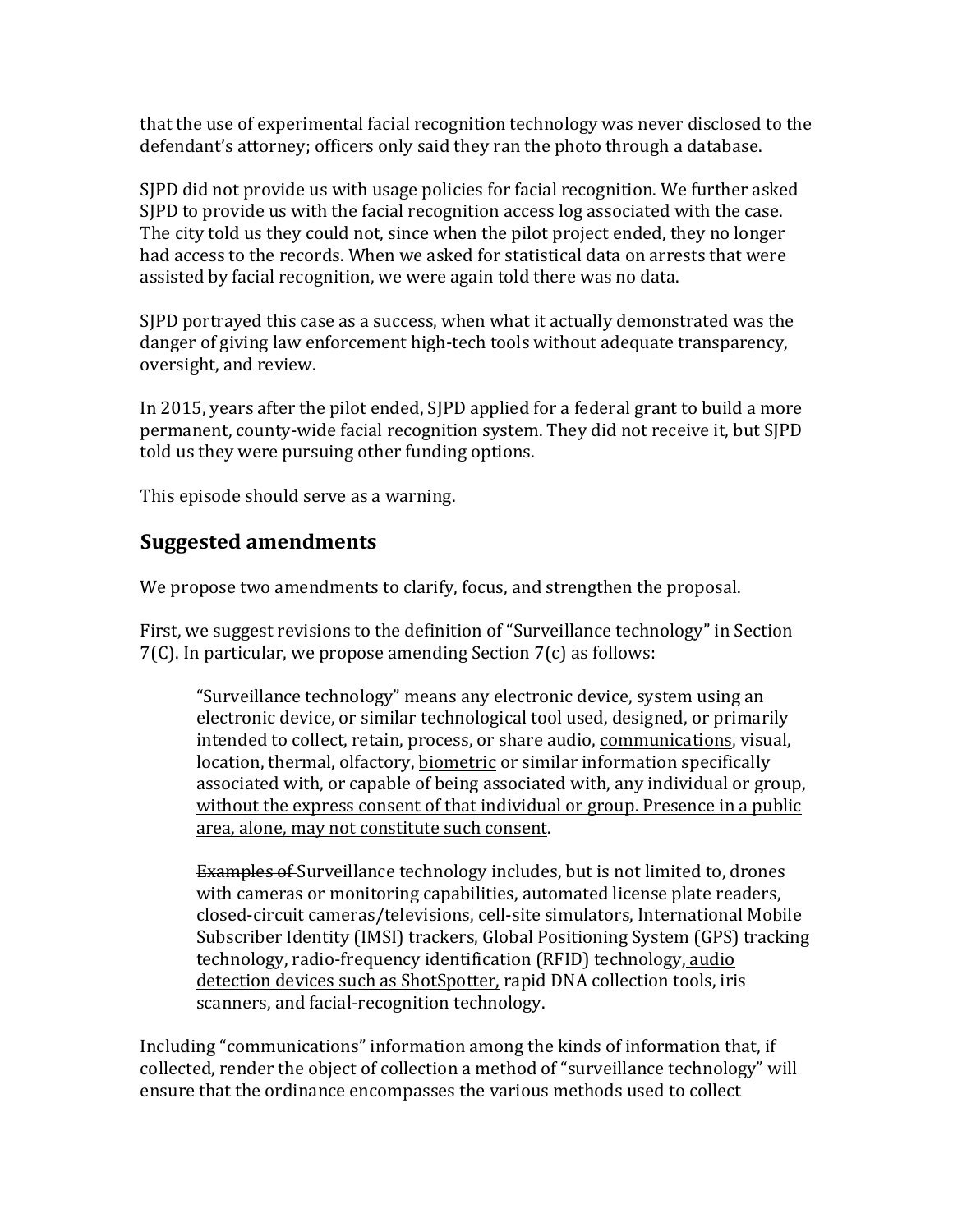that the use of experimental facial recognition technology was never disclosed to the defendant's attorney; officers only said they ran the photo through a database.

SJPD did not provide us with usage policies for facial recognition. We further asked SJPD to provide us with the facial recognition access log associated with the case. The city told us they could not, since when the pilot project ended, they no longer had access to the records. When we asked for statistical data on arrests that were assisted by facial recognition, we were again told there was no data.

SJPD portrayed this case as a success, when what it actually demonstrated was the danger of giving law enforcement high-tech tools without adequate transparency, oversight, and review.

In 2015, years after the pilot ended, SJPD applied for a federal grant to build a more permanent, county-wide facial recognition system. They did not receive it, but SJPD told us they were pursuing other funding options.

This episode should serve as a warning.

## Suggested amendments

We propose two amendments to clarify, focus, and strengthen the proposal.

First, we suggest revisions to the definition of "Surveillance technology" in Section 7(C). In particular, we propose amending Section 7(c) as follows:

> "Surveillance technology" means any electronic device, system using an electronic device, or similar technological tool used, designed, or primarily intended to collect, retain, process, or share audio, <u>communications</u>, visual, location, thermal, olfactory, <u>biometric</u> or similar information specifically associated with, or capable of being associated with, any individual or group, <u>without the express consent of that individual or group. Presence in a public area, alone, may not constitute such consent</u>.
>
> ~~Examples of~~ Surveillance technology include<u>s</u>, but is not limited to, drones with cameras or monitoring capabilities, automated license plate readers, closed-circuit cameras/televisions, cell-site simulators, International Mobile Subscriber Identity (IMSI) trackers, Global Positioning System (GPS) tracking technology, radio-frequency identification (RFID) technology, <u>audio detection devices such as ShotSpotter,</u> rapid DNA collection tools, iris scanners, and facial-recognition technology.

Including "communications" information among the kinds of information that, if collected, render the object of collection a method of "surveillance technology" will ensure that the ordinance encompasses the various methods used to collect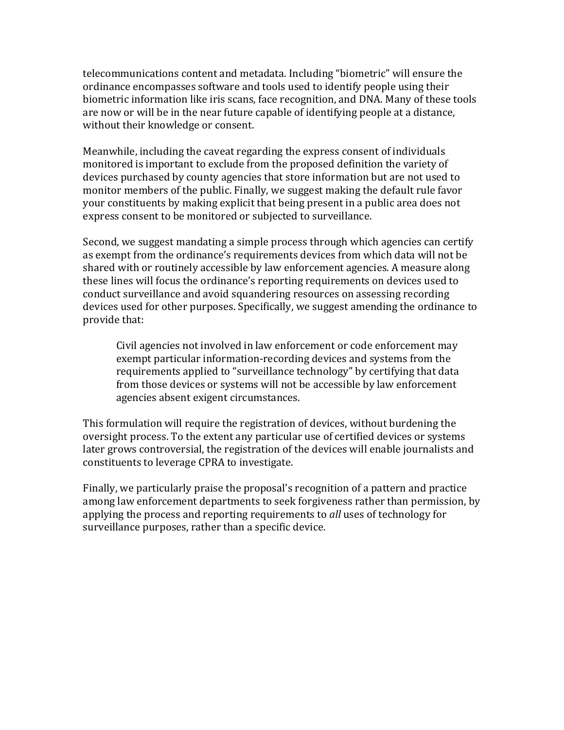telecommunications content and metadata. Including "biometric" will ensure the ordinance encompasses software and tools used to identify people using their biometric information like iris scans, face recognition, and DNA. Many of these tools are now or will be in the near future capable of identifying people at a distance, without their knowledge or consent.

Meanwhile, including the caveat regarding the express consent of individuals monitored is important to exclude from the proposed definition the variety of devices purchased by county agencies that store information but are not used to monitor members of the public. Finally, we suggest making the default rule favor your constituents by making explicit that being present in a public area does not express consent to be monitored or subjected to surveillance.

Second, we suggest mandating a simple process through which agencies can certify as exempt from the ordinance's requirements devices from which data will not be shared with or routinely accessible by law enforcement agencies. A measure along these lines will focus the ordinance's reporting requirements on devices used to conduct surveillance and avoid squandering resources on assessing recording devices used for other purposes. Specifically, we suggest amending the ordinance to provide that:

> Civil agencies not involved in law enforcement or code enforcement may exempt particular information-recording devices and systems from the requirements applied to "surveillance technology" by certifying that data from those devices or systems will not be accessible by law enforcement agencies absent exigent circumstances.

This formulation will require the registration of devices, without burdening the oversight process. To the extent any particular use of certified devices or systems later grows controversial, the registration of the devices will enable journalists and constituents to leverage CPRA to investigate.

Finally, we particularly praise the proposal's recognition of a pattern and practice among law enforcement departments to seek forgiveness rather than permission, by applying the process and reporting requirements to *all* uses of technology for surveillance purposes, rather than a specific device.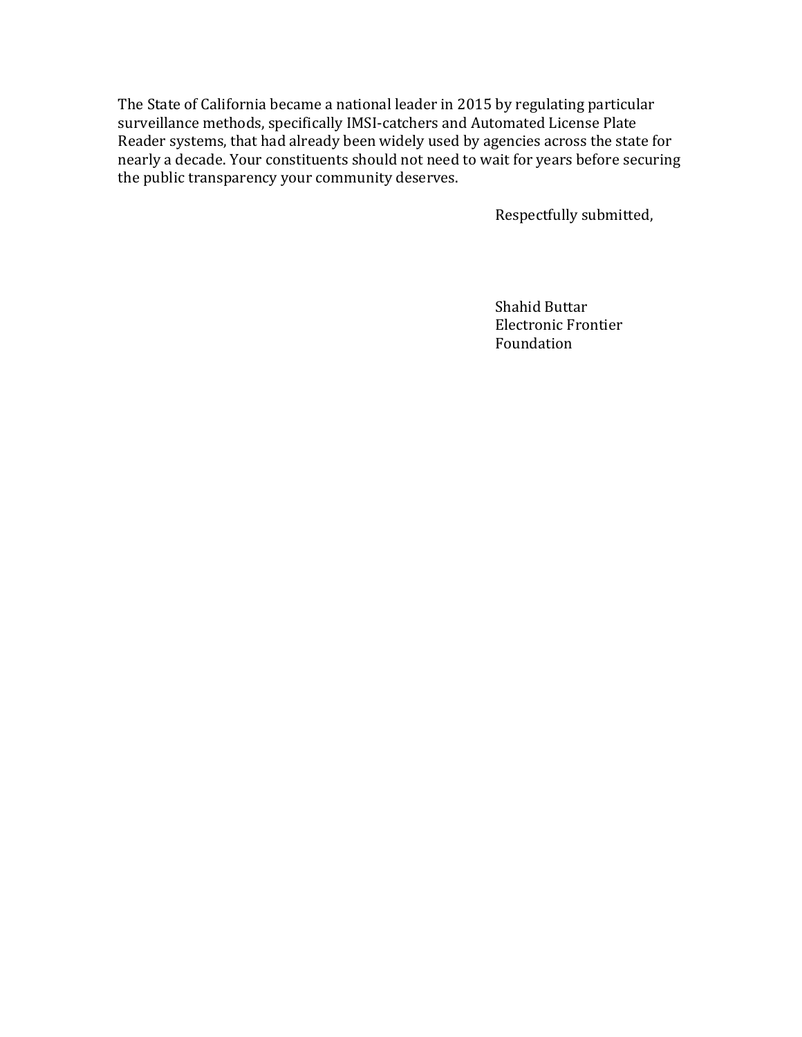The State of California became a national leader in 2015 by regulating particular surveillance methods, specifically IMSI-catchers and Automated License Plate Reader systems, that had already been widely used by agencies across the state for nearly a decade. Your constituents should not need to wait for years before securing the public transparency your community deserves.

Respectfully submitted,

Shahid Buttar
Electronic Frontier Foundation